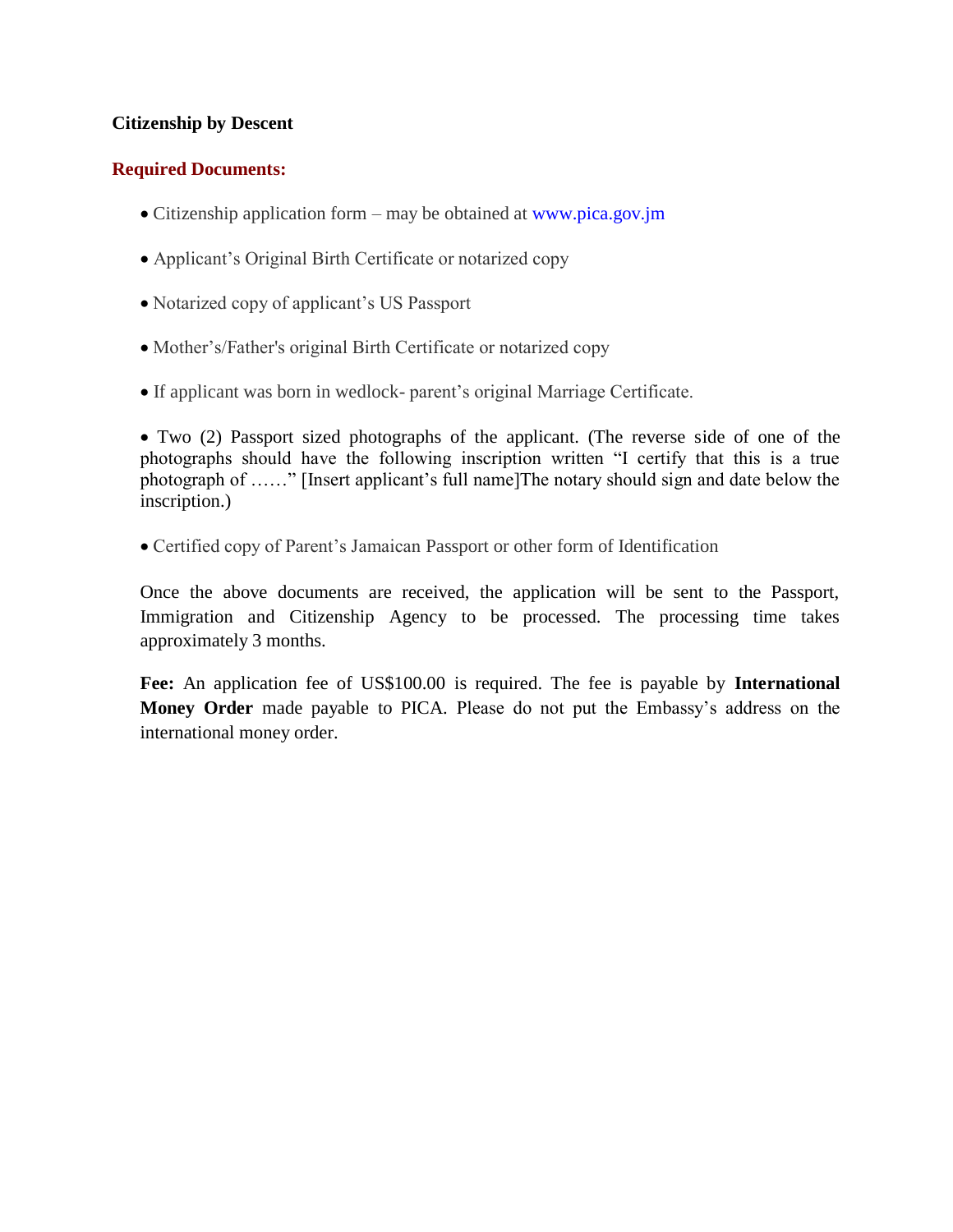**Citizenship by Descent**

**Required Documents:**

- Citizenship application form – may be obtained at www.pica.gov.jm
- Applicant's Original Birth Certificate or notarized copy
- Notarized copy of applicant's US Passport
- Mother's/Father's original Birth Certificate or notarized copy
- If applicant was born in wedlock- parent's original Marriage Certificate.
- Two (2) Passport sized photographs of the applicant. (The reverse side of one of the photographs should have the following inscription written "I certify that this is a true photograph of ……" [Insert applicant's full name]The notary should sign and date below the inscription.)
- Certified copy of Parent's Jamaican Passport or other form of Identification

Once the above documents are received, the application will be sent to the Passport, Immigration and Citizenship Agency to be processed. The processing time takes approximately 3 months.

**Fee:** An application fee of US$100.00 is required. The fee is payable by **International Money Order** made payable to PICA. Please do not put the Embassy's address on the international money order.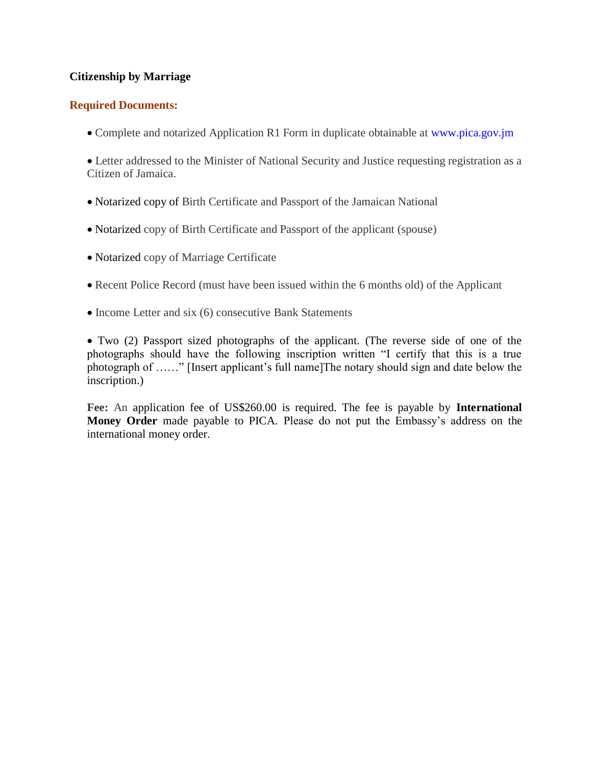**Citizenship by Marriage**

**Required Documents:**

- Complete and notarized Application R1 Form in duplicate obtainable at www.pica.gov.jm
- Letter addressed to the Minister of National Security and Justice requesting registration as a Citizen of Jamaica.
- Notarized copy of Birth Certificate and Passport of the Jamaican National
- Notarized copy of Birth Certificate and Passport of the applicant (spouse)
- Notarized copy of Marriage Certificate
- Recent Police Record (must have been issued within the 6 months old) of the Applicant
- Income Letter and six (6) consecutive Bank Statements
- Two (2) Passport sized photographs of the applicant. (The reverse side of one of the photographs should have the following inscription written "I certify that this is a true photograph of ……" [Insert applicant's full name]The notary should sign and date below the inscription.)

**Fee:** An application fee of US$260.00 is required. The fee is payable by **International Money Order** made payable to PICA. Please do not put the Embassy's address on the international money order.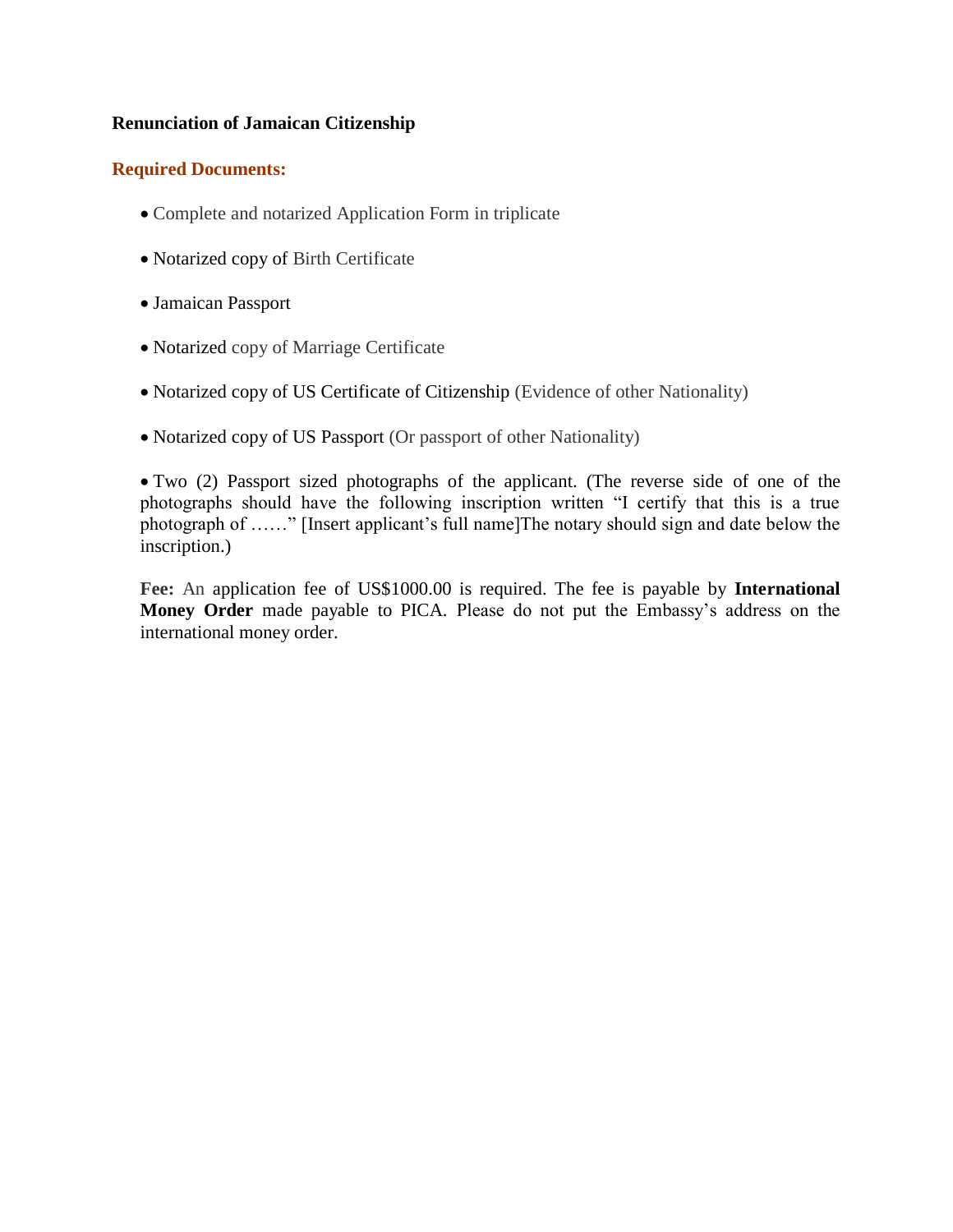**Renunciation of Jamaican Citizenship**

**Required Documents:**

- Complete and notarized Application Form in triplicate
- Notarized copy of Birth Certificate
- Jamaican Passport
- Notarized copy of Marriage Certificate
- Notarized copy of US Certificate of Citizenship (Evidence of other Nationality)
- Notarized copy of US Passport (Or passport of other Nationality)
- Two (2) Passport sized photographs of the applicant. (The reverse side of one of the photographs should have the following inscription written "I certify that this is a true photograph of ……" [Insert applicant's full name]The notary should sign and date below the inscription.)

**Fee:** An application fee of US$1000.00 is required. The fee is payable by **International Money Order** made payable to PICA. Please do not put the Embassy's address on the international money order.